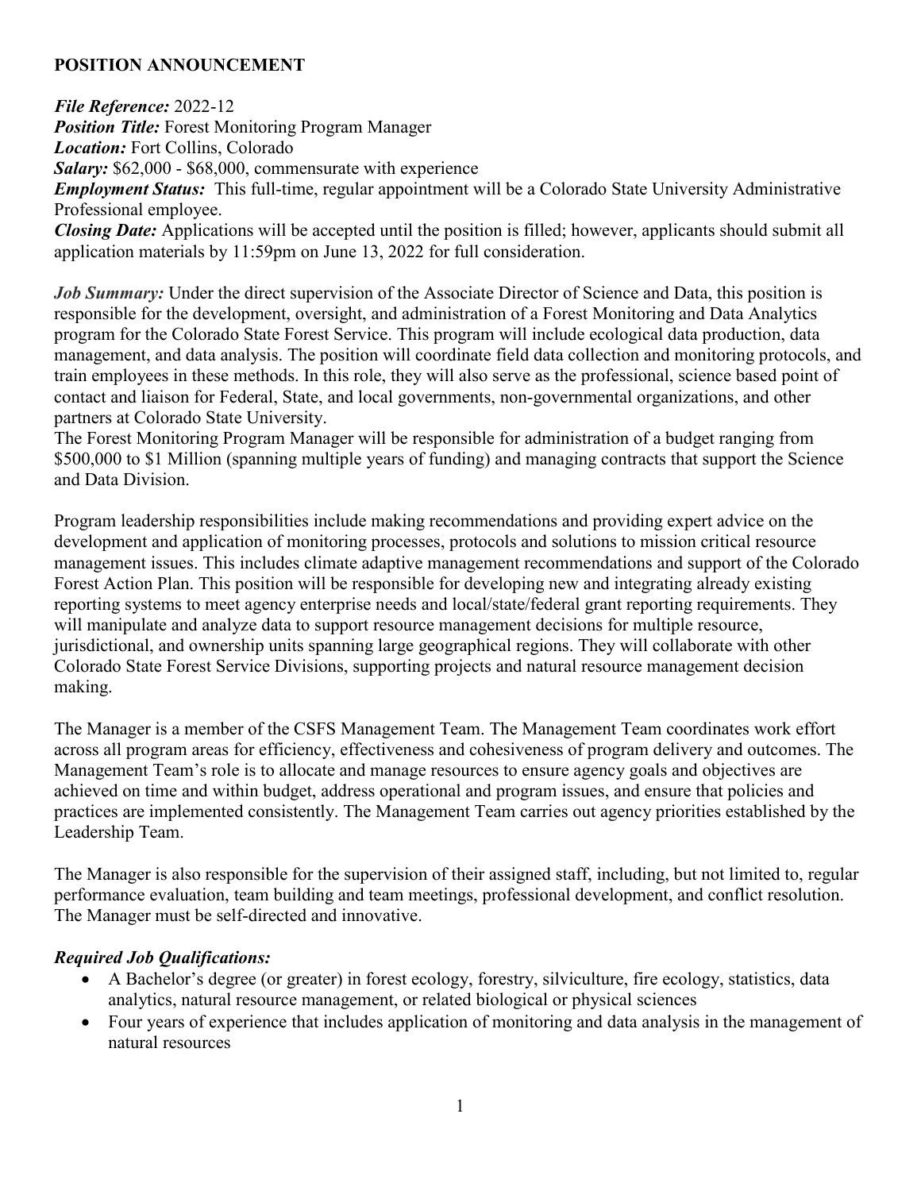**POSITION ANNOUNCEMENT**

***File Reference:*** 2022-12

***Position Title:*** Forest Monitoring Program Manager

***Location:*** Fort Collins, Colorado

***Salary:*** $62,000 - $68,000, commensurate with experience

***Employment Status:*** This full-time, regular appointment will be a Colorado State University Administrative Professional employee.

***Closing Date:*** Applications will be accepted until the position is filled; however, applicants should submit all application materials by 11:59pm on June 13, 2022 for full consideration.

***Job Summary:*** Under the direct supervision of the Associate Director of Science and Data, this position is responsible for the development, oversight, and administration of a Forest Monitoring and Data Analytics program for the Colorado State Forest Service. This program will include ecological data production, data management, and data analysis. The position will coordinate field data collection and monitoring protocols, and train employees in these methods. In this role, they will also serve as the professional, science based point of contact and liaison for Federal, State, and local governments, non-governmental organizations, and other partners at Colorado State University.

The Forest Monitoring Program Manager will be responsible for administration of a budget ranging from $500,000 to $1 Million (spanning multiple years of funding) and managing contracts that support the Science and Data Division.

Program leadership responsibilities include making recommendations and providing expert advice on the development and application of monitoring processes, protocols and solutions to mission critical resource management issues. This includes climate adaptive management recommendations and support of the Colorado Forest Action Plan. This position will be responsible for developing new and integrating already existing reporting systems to meet agency enterprise needs and local/state/federal grant reporting requirements. They will manipulate and analyze data to support resource management decisions for multiple resource, jurisdictional, and ownership units spanning large geographical regions. They will collaborate with other Colorado State Forest Service Divisions, supporting projects and natural resource management decision making.

The Manager is a member of the CSFS Management Team. The Management Team coordinates work effort across all program areas for efficiency, effectiveness and cohesiveness of program delivery and outcomes. The Management Team's role is to allocate and manage resources to ensure agency goals and objectives are achieved on time and within budget, address operational and program issues, and ensure that policies and practices are implemented consistently. The Management Team carries out agency priorities established by the Leadership Team.

The Manager is also responsible for the supervision of their assigned staff, including, but not limited to, regular performance evaluation, team building and team meetings, professional development, and conflict resolution. The Manager must be self-directed and innovative.

***Required Job Qualifications:***

- A Bachelor's degree (or greater) in forest ecology, forestry, silviculture, fire ecology, statistics, data analytics, natural resource management, or related biological or physical sciences
- Four years of experience that includes application of monitoring and data analysis in the management of natural resources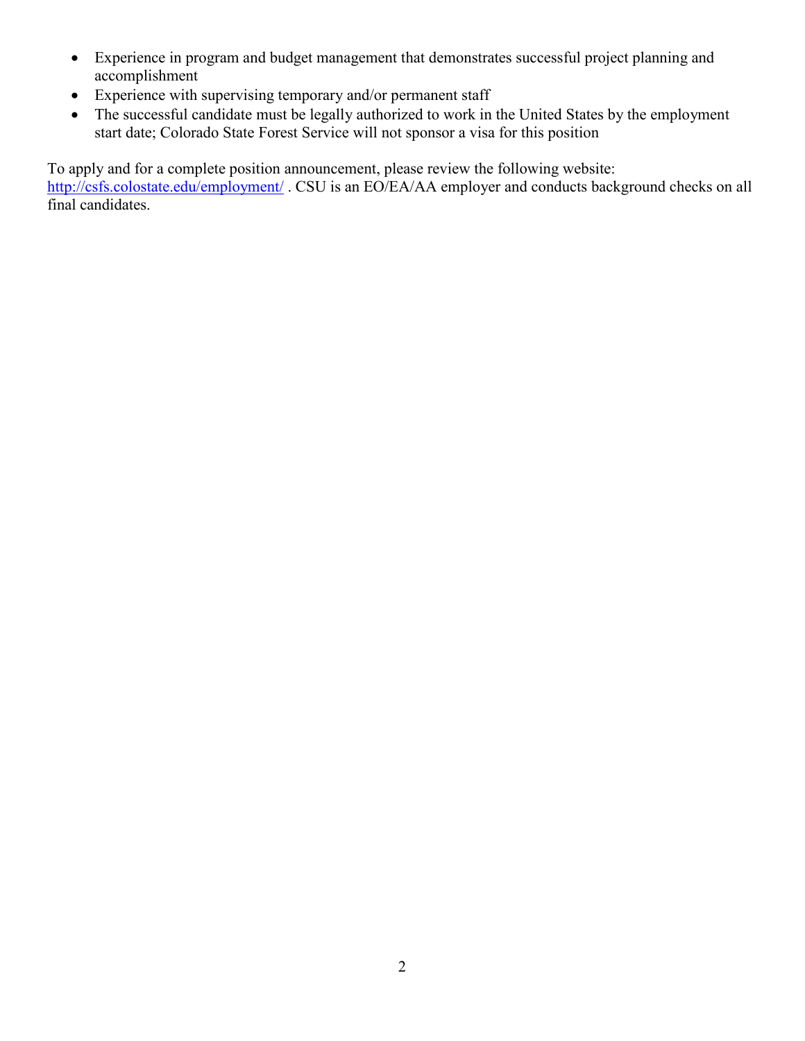- Experience in program and budget management that demonstrates successful project planning and accomplishment
- Experience with supervising temporary and/or permanent staff
- The successful candidate must be legally authorized to work in the United States by the employment start date; Colorado State Forest Service will not sponsor a visa for this position

To apply and for a complete position announcement, please review the following website: [http://csfs.colostate.edu/employment/](http://csfs.colostate.edu/employment/) . CSU is an EO/EA/AA employer and conducts background checks on all final candidates.